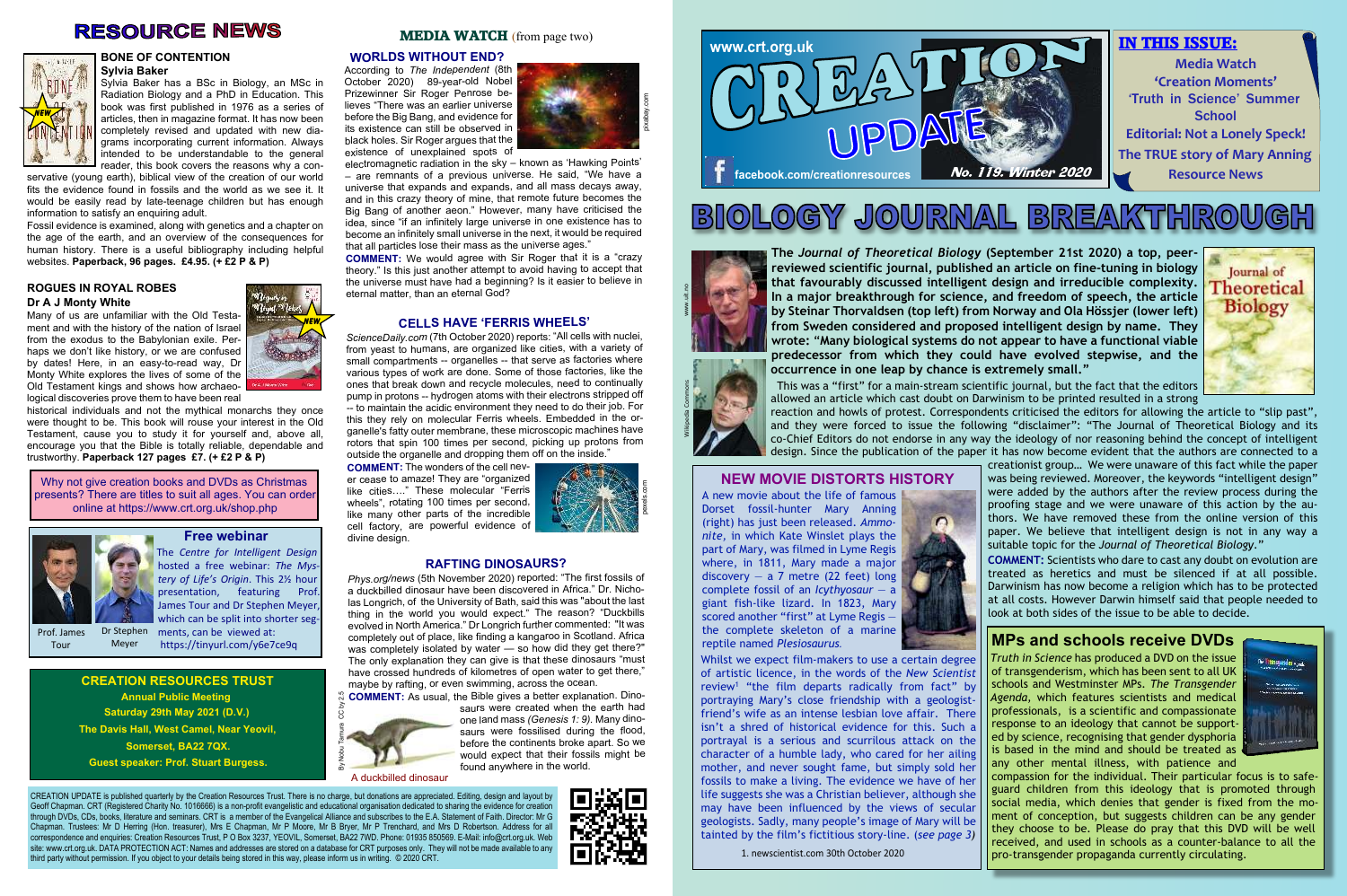# RESOURCE NEWS

## BONE OF CONTENTION

**Sylvia Baker**

Sylvia Baker has a BSc in Biology, an MSc in Radiation Biology and a PhD in Education. This book was first published in 1976 as a series of articles, then in magazine format. It has now been completely revised and updated with new diagrams incorporating current information. Always intended to be understandable to the general reader, this book covers the reasons why a conservative (young earth), biblical view of the creation of our world fits the evidence found in fossils and the world as we see it. It would be easily read by late-teenage children but has enough information to satisfy an enquiring adult.

Fossil evidence is examined, along with genetics and a chapter on the age of the earth, and an overview of the consequences for human history. There is a useful bibliography including helpful websites. **Paperback, 96 pages. £4.95. (+ £2 P & P)**

## ROGUES IN ROYAL ROBES

**Dr A J Monty White**

Many of us are unfamiliar with the Old Testament and with the history of the nation of Israel from the exodus to the Babylonian exile. Perhaps we don't like history, or we are confused by dates! Here, in an easy-to-read way, Dr Monty White explores the lives of some of the Old Testament kings and shows how archaeological discoveries prove them to have been real historical individuals and not the mythical monarchs they once were thought to be. This book will rouse your interest in the Old Testament, cause you to study it for yourself and, above all, encourage you that the Bible is totally reliable, dependable and trustworthy. **Paperback 127 pages £7. (+ £2 P & P)**

Why not give creation books and DVDs as Christmas presents? There are titles to suit all ages. You can order online at https://www.crt.org.uk/shop.php

## Free webinar

The *Centre for Intelligent Design* hosted a free webinar: *The Mystery of Life's Origin*. This 2½ hour presentation, featuring Prof. James Tour and Dr Stephen Meyer, which can be split into shorter segments, can be viewed at: https://tinyurl.com/y6e7ce9q

Prof. James Tour — Dr Stephen Meyer

## CREATION RESOURCES TRUST

**Annual Public Meeting**

**Saturday 29th May 2021 (D.V.)**

**The Davis Hall, West Camel, Near Yeovil, Somerset, BA22 7QX.**

**Guest speaker: Prof. Stuart Burgess.**

# MEDIA WATCH (from page two)

## WORLDS WITHOUT END?

According to *The Independent* (8th October 2020) 89-year-old Nobel Prizewinner Sir Roger Penrose believes "There was an earlier universe before the Big Bang, and evidence for its existence can still be observed in black holes. Sir Roger argues that the existence of unexplained spots of electromagnetic radiation in the sky – known as 'Hawking Points' – are remnants of a previous universe. He said, "We have a universe that expands and expands, and all mass decays away, and in this crazy theory of mine, that remote future becomes the Big Bang of another aeon." However, many have criticised the idea, since "if an infinitely large universe in one existence has to become an infinitely small universe in the next, it would be required that all particles lose their mass as the universe ages."

**COMMENT:** We would agree with Sir Roger that it is a "crazy theory." Is this just another attempt to avoid having to accept that the universe must have had a beginning? Is it easier to believe in eternal matter, than an eternal God?

## CELLS HAVE 'FERRIS WHEELS'

*ScienceDaily.com* (7th October 2020) reports: "All cells with nuclei, from yeast to humans, are organized like cities, with a variety of small compartments -- organelles -- that serve as factories where various types of work are done. Some of those factories, like the ones that break down and recycle molecules, need to continually pump in protons -- hydrogen atoms with their electrons stripped off -- to maintain the acidic environment they need to do their job. For this they rely on molecular Ferris wheels. Embedded in the organelle's fatty outer membrane, these microscopic machines have rotors that spin 100 times per second, picking up protons from outside the organelle and dropping them off on the inside."

**COMMENT:** The wonders of the cell never cease to amaze! They are "organized like cities…." These molecular "Ferris wheels", rotating 100 times per second, like many other parts of the incredible cell factory, are powerful evidence of divine design.

## RAFTING DINOSAURS?

*Phys.org/news* (5th November 2020) reported: "The first fossils of a duckbilled dinosaur have been discovered in Africa." Dr. Nicholas Longrich, of the University of Bath, said this was "about the last thing in the world you would expect." The reason? "Duckbills evolved in North America." Dr Longrich further commented: "It was completely out of place, like finding a kangaroo in Scotland. Africa was completely isolated by water — so how did they get there?" The only explanation they can give is that these dinosaurs "must have crossed hundreds of kilometres of open water to get there," maybe by rafting, or even swimming, across the ocean.

**COMMENT:** As usual, the Bible gives a better explanation. Dinosaurs were created when the earth had one land mass *(Genesis 1: 9)*. Many dinosaurs were fossilised during the flood, before the continents broke apart. So we would expect that their fossils might be found anywhere in the world.

A duckbilled dinosaur

CREATION UPDATE is published quarterly by the Creation Resources Trust. There is no charge, but donations are appreciated. Editing, design and layout by Geoff Chapman. CRT (Registered Charity No. 1016666) is a non-profit evangelistic and educational organisation dedicated to sharing the evidence for creation through DVDs, CDs, books, literature and seminars. CRT is a member of the Evangelical Alliance and subscribes to the E.A. Statement of Faith. Director: Mr G Chapman. Trustees: Mr D Herring (Hon. treasurer), Mrs E Chapman, Mr P Moore, Mr B Bryer, Mr P Trenchard, and Mrs D Robertson. Address for all correspondence and enquiries: Creation Resources Trust, P O Box 3237, YEOVIL, Somerset, BA22 7WD. Phone: 01935 850569. E-Mail: info@crt.org.uk. Web site: www.crt.org.uk. DATA PROTECTION ACT: Names and addresses are stored on a database for CRT purposes only. They will not be made available to any third party without permission. If you object to your details being stored in this way, please inform us in writing. © 2020 CRT.

# CREATION UPDATE

www.crt.org.uk — facebook.com/creationresources — No. 119. Winter 2020

## IN THIS ISSUE:

- Media Watch
- 'Creation Moments'
- 'Truth in Science' Summer School
- Editorial: Not a Lonely Speck!
- The TRUE story of Mary Anning
- Resource News

# BIOLOGY JOURNAL BREAKTHROUGH

**The *Journal of Theoretical Biology* (September 21st 2020) a top, peer-reviewed scientific journal, published an article on fine-tuning in biology that favourably discussed intelligent design and irreducible complexity. In a major breakthrough for science, and freedom of speech, the article by Steinar Thorvaldsen (top left) from Norway and Ola Hössjer (lower left) from Sweden considered and proposed intelligent design by name. They wrote: "Many biological systems do not appear to have a functional viable predecessor from which they could have evolved stepwise, and the occurrence in one leap by chance is extremely small."**

This was a "first" for a main-stream scientific journal, but the fact that the editors allowed an article which cast doubt on Darwinism to be printed resulted in a strong reaction and howls of protest. Correspondents criticised the editors for allowing the article to "slip past", and they were forced to issue the following "disclaimer": "The Journal of Theoretical Biology and its co-Chief Editors do not endorse in any way the ideology of nor reasoning behind the concept of intelligent design. Since the publication of the paper it has now become evident that the authors are connected to a creationist group… We were unaware of this fact while the paper was being reviewed. Moreover, the keywords "intelligent design" were added by the authors after the review process during the proofing stage and we were unaware of this action by the authors. We have removed these from the online version of this paper. We believe that intelligent design is not in any way a suitable topic for the *Journal of Theoretical Biology*."

**COMMENT:** Scientists who dare to cast any doubt on evolution are treated as heretics and must be silenced if at all possible. Darwinism has now become a religion which has to be protected at all costs. However Darwin himself said that people needed to look at both sides of the issue to be able to decide.

## NEW MOVIE DISTORTS HISTORY

A new movie about the life of famous Dorset fossil-hunter Mary Anning (right) has just been released. *Ammonite*, in which Kate Winslet plays the part of Mary, was filmed in Lyme Regis where, in 1811, Mary made a major discovery — a 7 metre (22 feet) long complete fossil of an *Icythyosaur* — a giant fish-like lizard. In 1823, Mary scored another "first" at Lyme Regis — the complete skeleton of a marine reptile named *Plesiosaurus.*

Whilst we expect film-makers to use a certain degree of artistic licence, in the words of the *New Scientist* review[1] "the film departs radically from fact" by portraying Mary's close friendship with a geologist-friend's wife as an intense lesbian love affair. There isn't a shred of historical evidence for this. Such a portrayal is a serious and scurrilous attack on the character of a humble lady, who cared for her ailing mother, and never sought fame, but simply sold her fossils to make a living. The evidence we have of her life suggests she was a Christian believer, although she may have been influenced by the views of secular geologists. Sadly, many people's image of Mary will be tainted by the film's fictitious story-line. (*see page 3)*

1. newscientist.com 30th October 2020

## MPs and schools receive DVDs

*Truth in Science* has produced a DVD on the issue of transgenderism, which has been sent to all UK schools and Westminster MPs. *The Transgender Agenda*, which features scientists and medical professionals, is a scientific and compassionate response to an ideology that cannot be supported by science, recognising that gender dysphoria is based in the mind and should be treated as any other mental illness, with patience and compassion for the individual. Their particular focus is to safeguard children from this ideology that is promoted through social media, which denies that gender is fixed from the moment of conception, but suggests children can be any gender they choose to be. Please do pray that this DVD will be well received, and used in schools as a counter-balance to all the pro-transgender propaganda currently circulating.